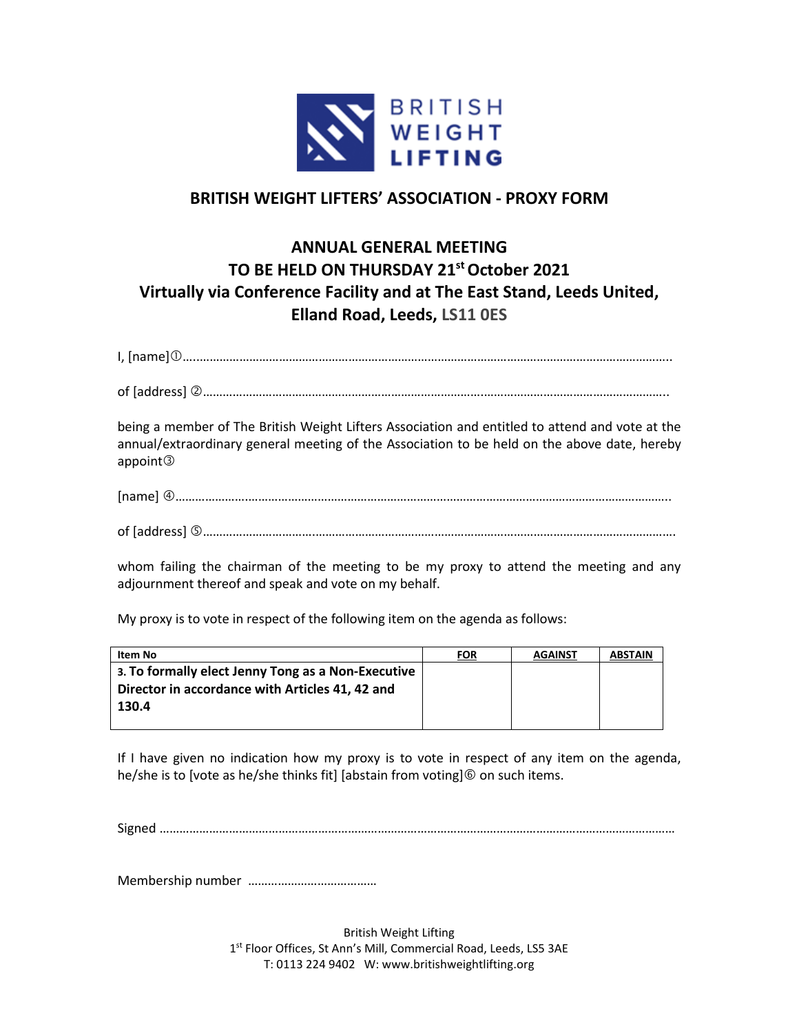BRITISH WEIGHT LIFTING

## BRITISH WEIGHT LIFTERS' ASSOCIATION - PROXY FORM

## ANNUAL GENERAL MEETING
## TO BE HELD ON THURSDAY 21st October 2021
## Virtually via Conference Facility and at The East Stand, Leeds United, Elland Road, Leeds, LS11 0ES

I, [name]①……………………………………………………………………………………………………………………………

of [address] ②……………………………………………………………………………………………………………………

being a member of The British Weight Lifters Association and entitled to attend and vote at the annual/extraordinary general meeting of the Association to be held on the above date, hereby appoint③

[name] ④…………………………………………………………………………………………………………………………

of [address] ⑤……………………………………………………………………………………………………………………

whom failing the chairman of the meeting to be my proxy to attend the meeting and any adjournment thereof and speak and vote on my behalf.

My proxy is to vote in respect of the following item on the agenda as follows:

| Item No | FOR | AGAINST | ABSTAIN |
|---|---|---|---|
| **3. To formally elect Jenny Tong as a Non-Executive Director in accordance with Articles 41, 42 and 130.4** | | | |

If I have given no indication how my proxy is to vote in respect of any item on the agenda, he/she is to [vote as he/she thinks fit] [abstain from voting]⑥ on such items.

Signed ………………………………………………………………………………………………………………………………

Membership number ………………………………

British Weight Lifting
1st Floor Offices, St Ann's Mill, Commercial Road, Leeds, LS5 3AE
T: 0113 224 9402 W: www.britishweightlifting.org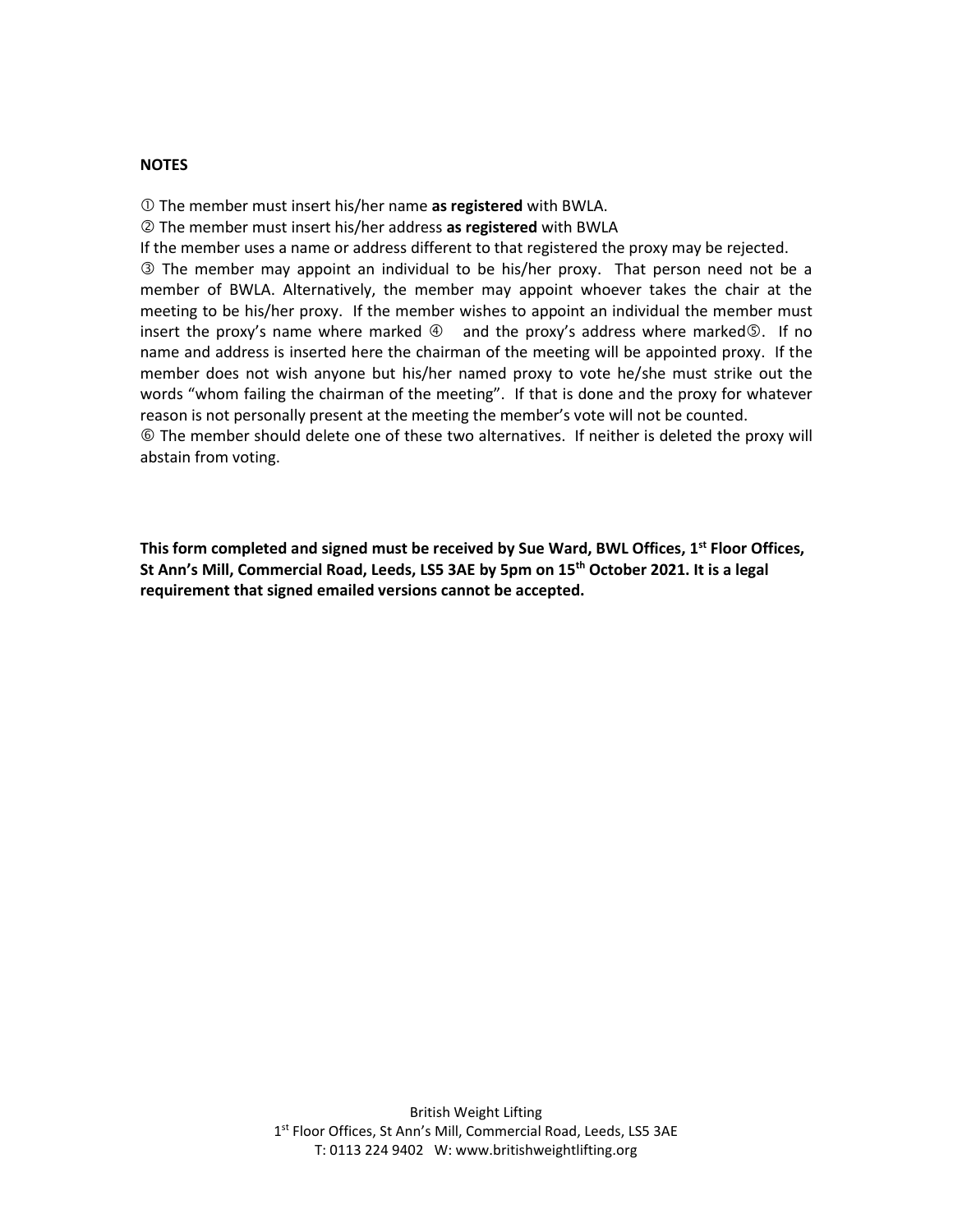**NOTES**

① The member must insert his/her name **as registered** with BWLA.

② The member must insert his/her address **as registered** with BWLA

If the member uses a name or address different to that registered the proxy may be rejected.

③ The member may appoint an individual to be his/her proxy. That person need not be a member of BWLA. Alternatively, the member may appoint whoever takes the chair at the meeting to be his/her proxy. If the member wishes to appoint an individual the member must insert the proxy's name where marked ④ and the proxy's address where marked⑤. If no name and address is inserted here the chairman of the meeting will be appointed proxy. If the member does not wish anyone but his/her named proxy to vote he/she must strike out the words "whom failing the chairman of the meeting". If that is done and the proxy for whatever reason is not personally present at the meeting the member's vote will not be counted.

⑥ The member should delete one of these two alternatives. If neither is deleted the proxy will abstain from voting.

**This form completed and signed must be received by Sue Ward, BWL Offices, 1st Floor Offices, St Ann's Mill, Commercial Road, Leeds, LS5 3AE by 5pm on 15th October 2021. It is a legal requirement that signed emailed versions cannot be accepted.**

British Weight Lifting
1st Floor Offices, St Ann's Mill, Commercial Road, Leeds, LS5 3AE
T: 0113 224 9402 W: www.britishweightlifting.org